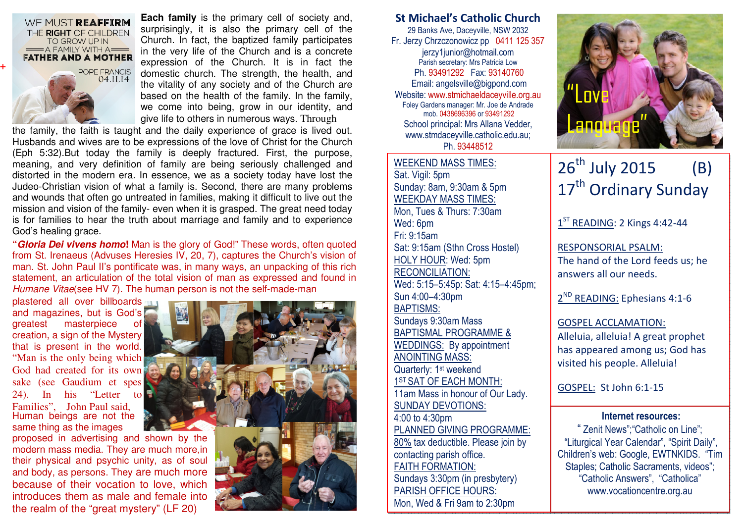WE MUST **REAFFIRM** THE **RIGHT** OF CHILDREN TO GROW UP IN A FAMILY WITH A **FATHER AND A MOTHER**

POPE FRANCIS 04.11.14

**Each family** is the primary cell of society and, surprisingly, it is also the primary cell of the Church. In fact, the baptized family participates in the very life of the Church and is a concrete expression of the Church. It is in fact the domestic church. The strength, the health, and the vitality of any society and of the Church are based on the health of the family. In the family, we come into being, grow in our identity, and give life to others in numerous ways. Through the family, the faith is taught and the daily experience of grace is lived out. Husbands and wives are to be expressions of the love of Christ for the Church (Eph 5:32).But today the family is deeply fractured. First, the purpose, meaning, and very definition of family are being seriously challenged and distorted in the modern era. In essence, we as a society today have lost the Judeo-Christian vision of what a family is. Second, there are many problems and wounds that often go untreated in families, making it difficult to live out the mission and vision of the family- even when it is grasped. The great need today is for families to hear the truth about marriage and family and to experience God's healing grace.

"***Gloria Dei vivens homo*!** Man is the glory of God!" These words, often quoted from St. Irenaeus (Advuses Heresies IV, 20, 7), captures the Church's vision of man. St. John Paul II's pontificate was, in many ways, an unpacking of this rich statement, an articulation of the total vision of man as expressed and found in *Humane Vitae*(see HV 7). The human person is not the self-made-man plastered all over billboards and magazines, but is God's greatest masterpiece of creation, a sign of the Mystery that is present in the world. "Man is the only being which God had created for its own sake (see Gaudium et spes 24). In his "Letter to Families", John Paul said, Human beings are not the same thing as the images proposed in advertising and shown by the modern mass media. They are much more,in their physical and psychic unity, as of soul and body, as persons. They are much more because of their vocation to love, which introduces them as male and female into the realm of the "great mystery" (LF 20)

## St Michael's Catholic Church

29 Banks Ave, Daceyville, NSW 2032
Fr. Jerzy Chrzczonowicz pp 0411 125 357
jerzy1junior@hotmail.com
Parish secretary: Mrs Patricia Low
Ph. 93491292 Fax: 93140760
Email: angelsville@bigpond.com
Website: www.stmichaeldaceyville.org.au
Foley Gardens manager: Mr. Joe de Andrade
mob. 0438696396 or 93491292
School principal: Mrs Allana Vedder,
www.stmdaceyville.catholic.edu.au;
Ph. 93448512

"Love Language"

WEEKEND MASS TIMES:
Sat. Vigil: 5pm
Sunday: 8am, 9:30am & 5pm
WEEKDAY MASS TIMES:
Mon, Tues & Thurs: 7:30am
Wed: 6pm
Fri: 9:15am
Sat: 9:15am (Sthn Cross Hostel)
HOLY HOUR: Wed: 5pm
RECONCILIATION:
Wed: 5:15–5:45p: Sat: 4:15–4:45pm;
Sun 4:00–4:30pm
BAPTISMS:
Sundays 9:30am Mass
BAPTISMAL PROGRAMME & WEDDINGS: By appointment
ANOINTING MASS:
Quarterly: 1st weekend
1ST SAT OF EACH MONTH:
11am Mass in honour of Our Lady.
SUNDAY DEVOTIONS:
4:00 to 4:30pm
PLANNED GIVING PROGRAMME:
80% tax deductible. Please join by contacting parish office.
FAITH FORMATION:
Sundays 3:30pm (in presbytery)
PARISH OFFICE HOURS:
Mon, Wed & Fri 9am to 2:30pm

## 26th July 2015 (B)
## 17th Ordinary Sunday

1ST READING: 2 Kings 4:42-44

RESPONSORIAL PSALM:
The hand of the Lord feeds us; he answers all our needs.

2ND READING: Ephesians 4:1-6

GOSPEL ACCLAMATION:
Alleluia, alleluia! A great prophet has appeared among us; God has visited his people. Alleluia!

GOSPEL: St John 6:1-15

**Internet resources:**
" Zenit News";"Catholic on Line";
"Liturgical Year Calendar", "Spirit Daily",
Children's web: Google, EWTNKIDS. "Tim Staples; Catholic Sacraments, videos";
"Catholic Answers", "Catholica"
www.vocationcentre.org.au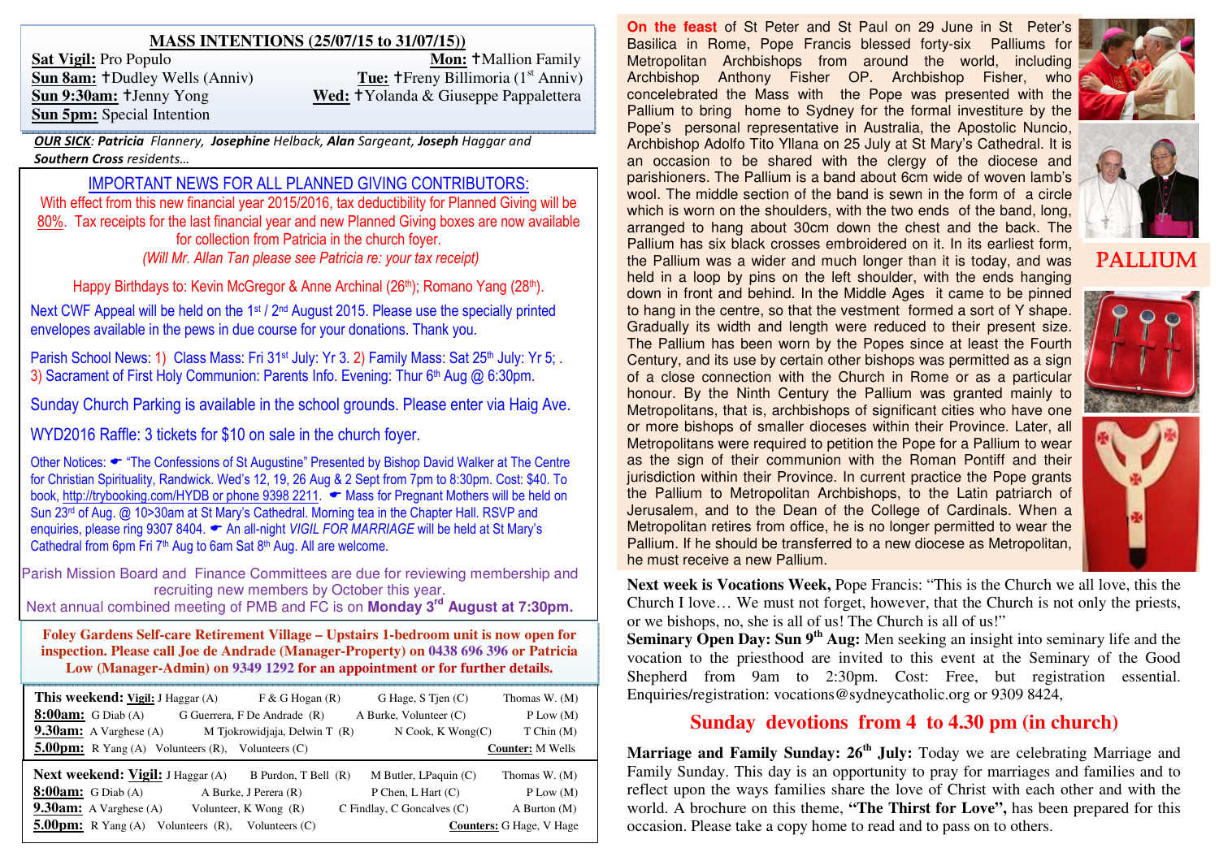## MASS INTENTIONS (25/07/15 to 31/07/15))

**Sat Vigil:** Pro Populo
**Sun 8am:** †Dudley Wells (Anniv)
**Sun 9:30am:** †Jenny Yong
**Sun 5pm:** Special Intention
**Mon:** †Mallion Family
**Tue:** †Freny Billimoria (1st Anniv)
**Wed:** †Yolanda & Giuseppe Pappalettera

***OUR SICK**: **Patricia** Flannery, **Josephine** Helback, **Alan** Sargeant, **Joseph** Haggar and **Southern Cross** residents…*

### IMPORTANT NEWS FOR ALL PLANNED GIVING CONTRIBUTORS:

With effect from this new financial year 2015/2016, tax deductibility for Planned Giving will be 80%. Tax receipts for the last financial year and new Planned Giving boxes are now available for collection from Patricia in the church foyer.
*(Will Mr. Allan Tan please see Patricia re: your tax receipt)*

Happy Birthdays to: Kevin McGregor & Anne Archinal (26th); Romano Yang (28th).

Next CWF Appeal will be held on the 1st / 2nd August 2015. Please use the specially printed envelopes available in the pews in due course for your donations. Thank you.

Parish School News: 1) Class Mass: Fri 31st July: Yr 3. 2) Family Mass: Sat 25th July: Yr 5; . 3) Sacrament of First Holy Communion: Parents Info. Evening: Thur 6th Aug @ 6:30pm.

Sunday Church Parking is available in the school grounds. Please enter via Haig Ave.

WYD2016 Raffle: 3 tickets for $10 on sale in the church foyer.

Other Notices: ☛ "The Confessions of St Augustine" Presented by Bishop David Walker at The Centre for Christian Spirituality, Randwick. Wed's 12, 19, 26 Aug & 2 Sept from 7pm to 8:30pm. Cost: $40. To book, http://trybooking.com/HYDB or phone 9398 2211. ☛ Mass for Pregnant Mothers will be held on Sun 23rd of Aug. @ 10>30am at St Mary's Cathedral. Morning tea in the Chapter Hall. RSVP and enquiries, please ring 9307 8404. ☛ An all-night *VIGIL FOR MARRIAGE* will be held at St Mary's Cathedral from 6pm Fri 7th Aug to 6am Sat 8th Aug. All are welcome.

Parish Mission Board and Finance Committees are due for reviewing membership and recruiting new members by October this year.
Next annual combined meeting of PMB and FC is on **Monday 3rd August at 7:30pm.**

**Foley Gardens Self-care Retirement Village – Upstairs 1-bedroom unit is now open for inspection. Please call Joe de Andrade (Manager-Property) on 0438 696 396 or Patricia Low (Manager-Admin) on 9349 1292 for an appointment or for further details.**

| | | | | |
|---|---|---|---|---|
| **This weekend: Vigil:** | J Haggar (A) | F & G Hogan (R) | G Hage, S Tjen (C) | Thomas W. (M) |
| **8:00am:** | G Diab (A) | G Guerrera, F De Andrade (R) | A Burke, Volunteer (C) | P Low (M) |
| **9.30am:** | A Varghese (A) | M Tjokrowidjaja, Delwin T (R) | N Cook, K Wong(C) | T Chin (M) |
| **5.00pm:** | R Yang (A) | Volunteers (R), | Volunteers (C) | **Counter:** M Wells |

| | | | | |
|---|---|---|---|---|
| **Next weekend: Vigil:** | J Haggar (A) | B Purdon, T Bell (R) | M Butler, LPaquin (C) | Thomas W. (M) |
| **8:00am:** | G Diab (A) | A Burke, J Perera (R) | P Chen, L Hart (C) | P Low (M) |
| **9.30am:** | A Varghese (A) | Volunteer, K Wong (R) | C Findlay, C Goncalves (C) | A Burton (M) |
| **5.00pm:** | R Yang (A) | Volunteers (R), | Volunteers (C) | **Counters:** G Hage, V Hage |

## PALLIUM

**On the feast** of St Peter and St Paul on 29 June in St Peter's Basilica in Rome, Pope Francis blessed forty-six Palliums for Metropolitan Archbishops from around the world, including Archbishop Anthony Fisher OP. Archbishop Fisher, who concelebrated the Mass with the Pope was presented with the Pallium to bring home to Sydney for the formal investiture by the Pope's personal representative in Australia, the Apostolic Nuncio, Archbishop Adolfo Tito Yllana on 25 July at St Mary's Cathedral. It is an occasion to be shared with the clergy of the diocese and parishioners. The Pallium is a band about 6cm wide of woven lamb's wool. The middle section of the band is sewn in the form of a circle which is worn on the shoulders, with the two ends of the band, long, arranged to hang about 30cm down the chest and the back. The Pallium has six black crosses embroidered on it. In its earliest form, the Pallium was a wider and much longer than it is today, and was held in a loop by pins on the left shoulder, with the ends hanging down in front and behind. In the Middle Ages it came to be pinned to hang in the centre, so that the vestment formed a sort of Y shape. Gradually its width and length were reduced to their present size. The Pallium has been worn by the Popes since at least the Fourth Century, and its use by certain other bishops was permitted as a sign of a close connection with the Church in Rome or as a particular honour. By the Ninth Century the Pallium was granted mainly to Metropolitans, that is, archbishops of significant cities who have one or more bishops of smaller dioceses within their Province. Later, all Metropolitans were required to petition the Pope for a Pallium to wear as the sign of their communion with the Roman Pontiff and their jurisdiction within their Province. In current practice the Pope grants the Pallium to Metropolitan Archbishops, to the Latin patriarch of Jerusalem, and to the Dean of the College of Cardinals. When a Metropolitan retires from office, he is no longer permitted to wear the Pallium. If he should be transferred to a new diocese as Metropolitan, he must receive a new Pallium.

**Next week is Vocations Week,** Pope Francis: "This is the Church we all love, this the Church I love… We must not forget, however, that the Church is not only the priests, or we bishops, no, she is all of us! The Church is all of us!"
**Seminary Open Day: Sun 9th Aug:** Men seeking an insight into seminary life and the vocation to the priesthood are invited to this event at the Seminary of the Good Shepherd from 9am to 2:30pm. Cost: Free, but registration essential. Enquiries/registration: vocations@sydneycatholic.org or 9309 8424,

## Sunday devotions from 4 to 4.30 pm (in church)

**Marriage and Family Sunday: 26th July:** Today we are celebrating Marriage and Family Sunday. This day is an opportunity to pray for marriages and families and to reflect upon the ways families share the love of Christ with each other and with the world. A brochure on this theme, **"The Thirst for Love",** has been prepared for this occasion. Please take a copy home to read and to pass on to others.